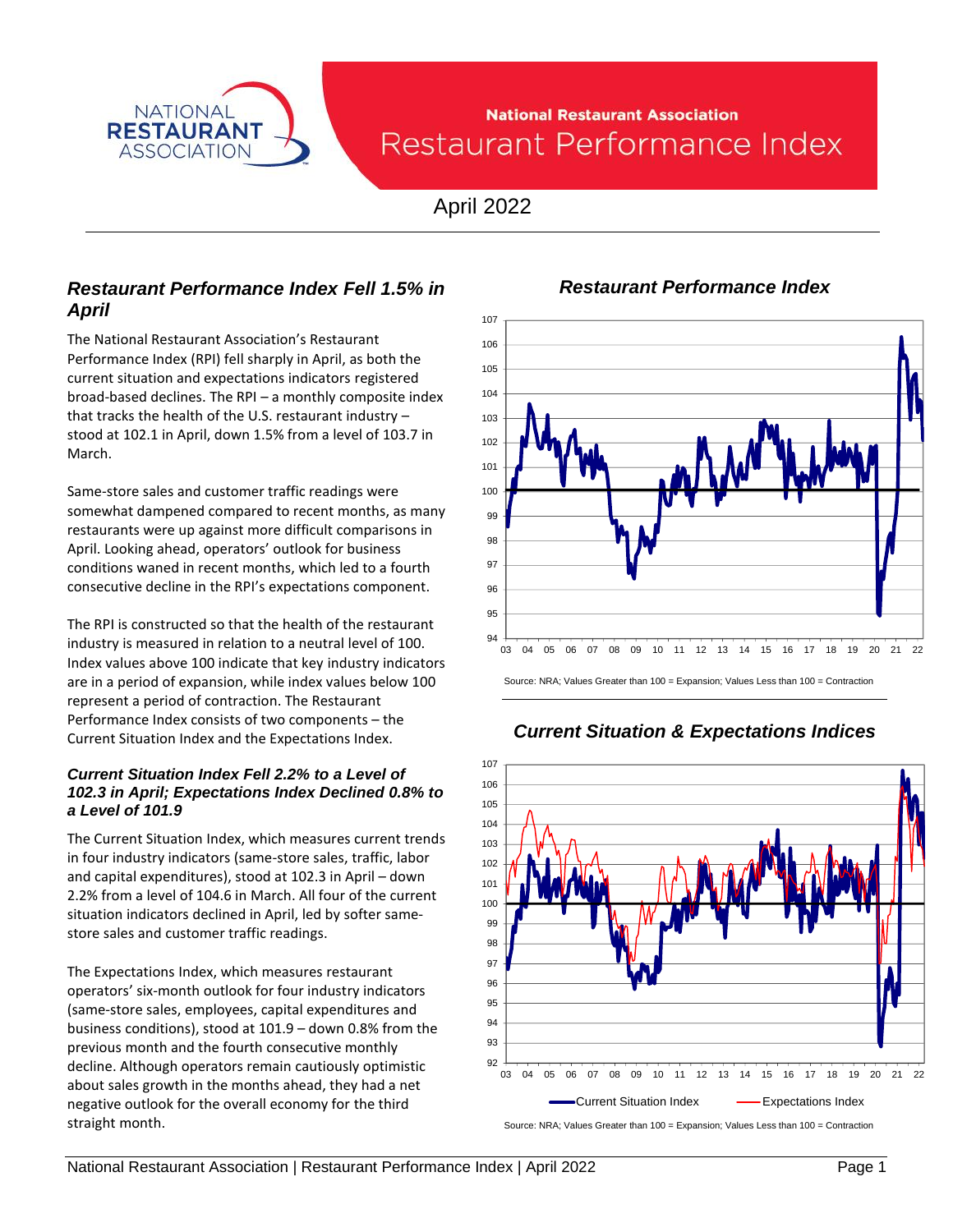National Restaurant Association

# Restaurant Performance Index

April 2022

## *Restaurant Performance Index Fell 1.5% in April*

The National Restaurant Association's Restaurant Performance Index (RPI) fell sharply in April, as both the current situation and expectations indicators registered broad-based declines. The RPI – a monthly composite index that tracks the health of the U.S. restaurant industry – stood at 102.1 in April, down 1.5% from a level of 103.7 in March.

Same-store sales and customer traffic readings were somewhat dampened compared to recent months, as many restaurants were up against more difficult comparisons in April. Looking ahead, operators' outlook for business conditions waned in recent months, which led to a fourth consecutive decline in the RPI's expectations component.

The RPI is constructed so that the health of the restaurant industry is measured in relation to a neutral level of 100. Index values above 100 indicate that key industry indicators are in a period of expansion, while index values below 100 represent a period of contraction. The Restaurant Performance Index consists of two components – the Current Situation Index and the Expectations Index.

### *Current Situation Index Fell 2.2% to a Level of 102.3 in April; Expectations Index Declined 0.8% to a Level of 101.9*

The Current Situation Index, which measures current trends in four industry indicators (same-store sales, traffic, labor and capital expenditures), stood at 102.3 in April – down 2.2% from a level of 104.6 in March. All four of the current situation indicators declined in April, led by softer same-store sales and customer traffic readings.

The Expectations Index, which measures restaurant operators' six-month outlook for four industry indicators (same-store sales, employees, capital expenditures and business conditions), stood at 101.9 – down 0.8% from the previous month and the fourth consecutive monthly decline. Although operators remain cautiously optimistic about sales growth in the months ahead, they had a net negative outlook for the overall economy for the third straight month.

### *Restaurant Performance Index*

Source: NRA; Values Greater than 100 = Expansion; Values Less than 100 = Contraction

### *Current Situation & Expectations Indices*

Current Situation Index — Expectations Index

Source: NRA; Values Greater than 100 = Expansion; Values Less than 100 = Contraction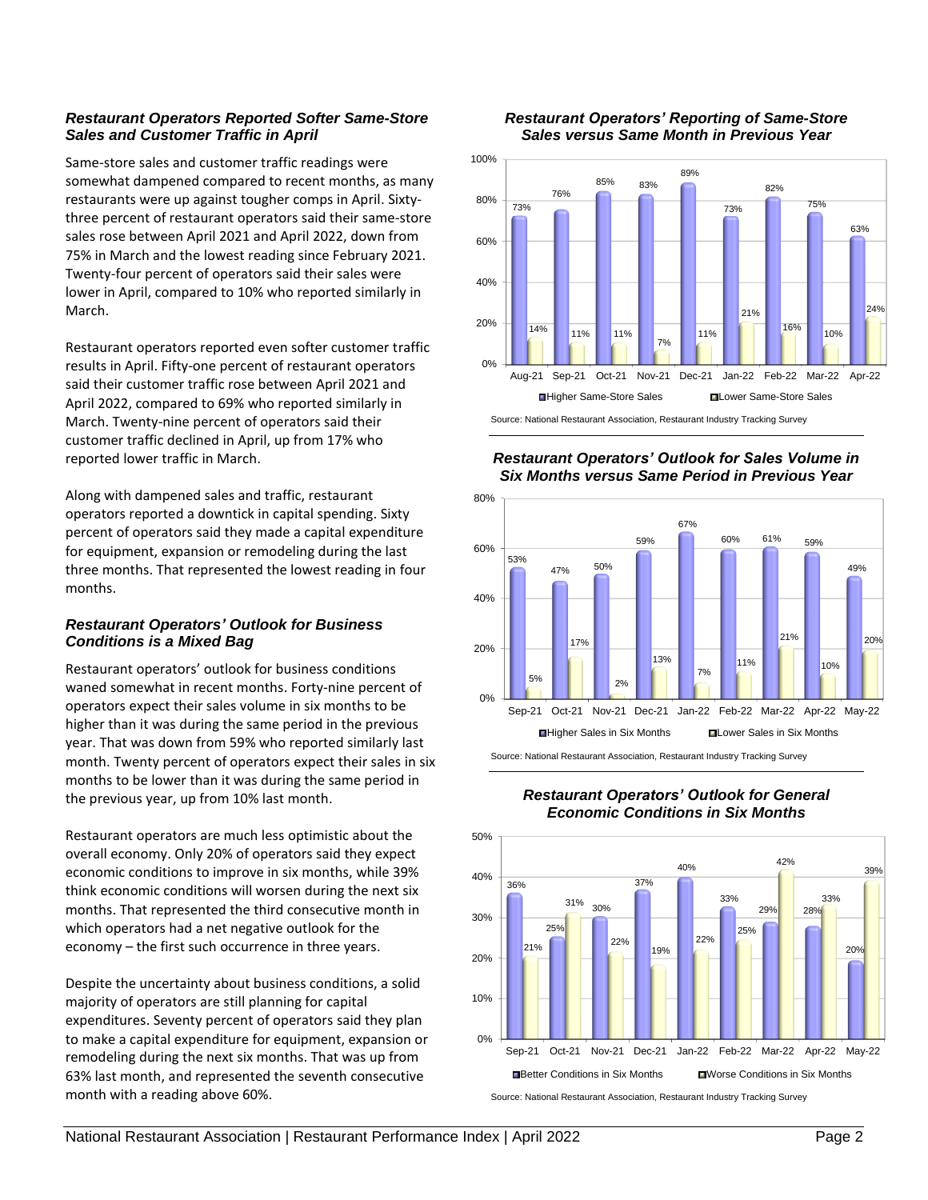### *Restaurant Operators Reported Softer Same-Store Sales and Customer Traffic in April*

Same-store sales and customer traffic readings were somewhat dampened compared to recent months, as many restaurants were up against tougher comps in April. Sixty-three percent of restaurant operators said their same-store sales rose between April 2021 and April 2022, down from 75% in March and the lowest reading since February 2021. Twenty-four percent of operators said their sales were lower in April, compared to 10% who reported similarly in March.

Restaurant operators reported even softer customer traffic results in April. Fifty-one percent of restaurant operators said their customer traffic rose between April 2021 and April 2022, compared to 69% who reported similarly in March. Twenty-nine percent of operators said their customer traffic declined in April, up from 17% who reported lower traffic in March.

Along with dampened sales and traffic, restaurant operators reported a downtick in capital spending. Sixty percent of operators said they made a capital expenditure for equipment, expansion or remodeling during the last three months. That represented the lowest reading in four months.

### *Restaurant Operators' Outlook for Business Conditions is a Mixed Bag*

Restaurant operators' outlook for business conditions waned somewhat in recent months. Forty-nine percent of operators expect their sales volume in six months to be higher than it was during the same period in the previous year. That was down from 59% who reported similarly last month. Twenty percent of operators expect their sales in six months to be lower than it was during the same period in the previous year, up from 10% last month.

Restaurant operators are much less optimistic about the overall economy. Only 20% of operators said they expect economic conditions to improve in six months, while 39% think economic conditions will worsen during the next six months. That represented the third consecutive month in which operators had a net negative outlook for the economy – the first such occurrence in three years.

Despite the uncertainty about business conditions, a solid majority of operators are still planning for capital expenditures. Seventy percent of operators said they plan to make a capital expenditure for equipment, expansion or remodeling during the next six months. That was up from 63% last month, and represented the seventh consecutive month with a reading above 60%.

### *Restaurant Operators' Reporting of Same-Store Sales versus Same Month in Previous Year*

| | Aug-21 | Sep-21 | Oct-21 | Nov-21 | Dec-21 | Jan-22 | Feb-22 | Mar-22 | Apr-22 |
|---|---|---|---|---|---|---|---|---|---|
| Higher Same-Store Sales | 73% | 76% | 85% | 83% | 89% | 73% | 82% | 75% | 63% |
| Lower Same-Store Sales | 14% | 11% | 11% | 7% | 11% | 21% | 16% | 10% | 24% |

Source: National Restaurant Association, Restaurant Industry Tracking Survey

### *Restaurant Operators' Outlook for Sales Volume in Six Months versus Same Period in Previous Year*

| | Sep-21 | Oct-21 | Nov-21 | Dec-21 | Jan-22 | Feb-22 | Mar-22 | Apr-22 | May-22 |
|---|---|---|---|---|---|---|---|---|---|
| Higher Sales in Six Months | 53% | 47% | 50% | 59% | 67% | 60% | 61% | 59% | 49% |
| Lower Sales in Six Months | 5% | 17% | 2% | 13% | 7% | 11% | 21% | 10% | 20% |

Source: National Restaurant Association, Restaurant Industry Tracking Survey

### *Restaurant Operators' Outlook for General Economic Conditions in Six Months*

| | Sep-21 | Oct-21 | Nov-21 | Dec-21 | Jan-22 | Feb-22 | Mar-22 | Apr-22 | May-22 |
|---|---|---|---|---|---|---|---|---|---|
| Better Conditions in Six Months | 36% | 25% | 30% | 37% | 40% | 33% | 29% | 28% | 20% |
| Worse Conditions in Six Months | 21% | 31% | 22% | 19% | 22% | 25% | 42% | 33% | 39% |

Source: National Restaurant Association, Restaurant Industry Tracking Survey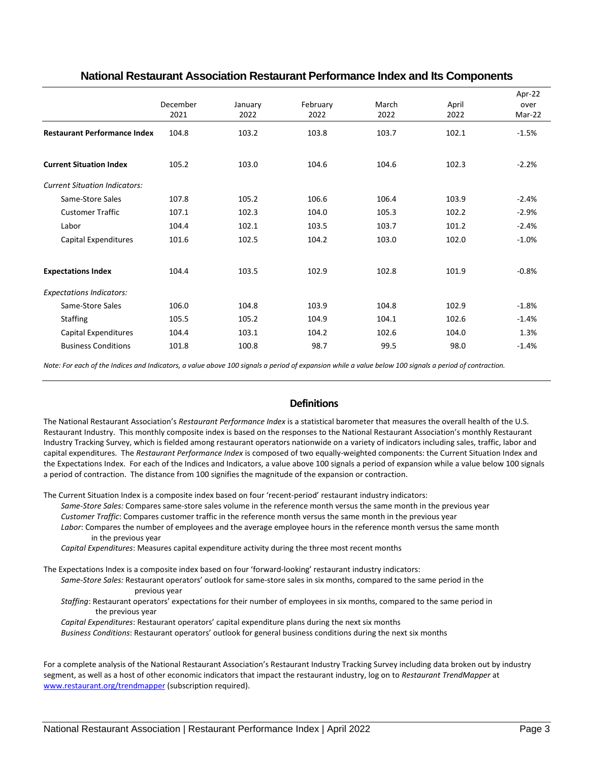## National Restaurant Association Restaurant Performance Index and Its Components

| | December 2021 | January 2022 | February 2022 | March 2022 | April 2022 | Apr-22 over Mar-22 |
|---|---|---|---|---|---|---|
| **Restaurant Performance Index** | 104.8 | 103.2 | 103.8 | 103.7 | 102.1 | -1.5% |
| **Current Situation Index** | 105.2 | 103.0 | 104.6 | 104.6 | 102.3 | -2.2% |
| *Current Situation Indicators:* | | | | | | |
| Same-Store Sales | 107.8 | 105.2 | 106.6 | 106.4 | 103.9 | -2.4% |
| Customer Traffic | 107.1 | 102.3 | 104.0 | 105.3 | 102.2 | -2.9% |
| Labor | 104.4 | 102.1 | 103.5 | 103.7 | 101.2 | -2.4% |
| Capital Expenditures | 101.6 | 102.5 | 104.2 | 103.0 | 102.0 | -1.0% |
| **Expectations Index** | 104.4 | 103.5 | 102.9 | 102.8 | 101.9 | -0.8% |
| *Expectations Indicators:* | | | | | | |
| Same-Store Sales | 106.0 | 104.8 | 103.9 | 104.8 | 102.9 | -1.8% |
| Staffing | 105.5 | 105.2 | 104.9 | 104.1 | 102.6 | -1.4% |
| Capital Expenditures | 104.4 | 103.1 | 104.2 | 102.6 | 104.0 | 1.3% |
| Business Conditions | 101.8 | 100.8 | 98.7 | 99.5 | 98.0 | -1.4% |

*Note: For each of the Indices and Indicators, a value above 100 signals a period of expansion while a value below 100 signals a period of contraction.*

### Definitions

The National Restaurant Association's *Restaurant Performance Index* is a statistical barometer that measures the overall health of the U.S. Restaurant Industry. This monthly composite index is based on the responses to the National Restaurant Association's monthly Restaurant Industry Tracking Survey, which is fielded among restaurant operators nationwide on a variety of indicators including sales, traffic, labor and capital expenditures. The *Restaurant Performance Index* is composed of two equally-weighted components: the Current Situation Index and the Expectations Index. For each of the Indices and Indicators, a value above 100 signals a period of expansion while a value below 100 signals a period of contraction. The distance from 100 signifies the magnitude of the expansion or contraction.

The Current Situation Index is a composite index based on four 'recent-period' restaurant industry indicators:

- *Same-Store Sales:* Compares same-store sales volume in the reference month versus the same month in the previous year
- *Customer Traffic*: Compares customer traffic in the reference month versus the same month in the previous year
- *Labor*: Compares the number of employees and the average employee hours in the reference month versus the same month in the previous year
- *Capital Expenditures*: Measures capital expenditure activity during the three most recent months

The Expectations Index is a composite index based on four 'forward-looking' restaurant industry indicators:

- *Same-Store Sales:* Restaurant operators' outlook for same-store sales in six months, compared to the same period in the previous year
- *Staffing*: Restaurant operators' expectations for their number of employees in six months, compared to the same period in the previous year
- *Capital Expenditures*: Restaurant operators' capital expenditure plans during the next six months
- *Business Conditions*: Restaurant operators' outlook for general business conditions during the next six months

For a complete analysis of the National Restaurant Association's Restaurant Industry Tracking Survey including data broken out by industry segment, as well as a host of other economic indicators that impact the restaurant industry, log on to *Restaurant TrendMapper* at www.restaurant.org/trendmapper (subscription required).